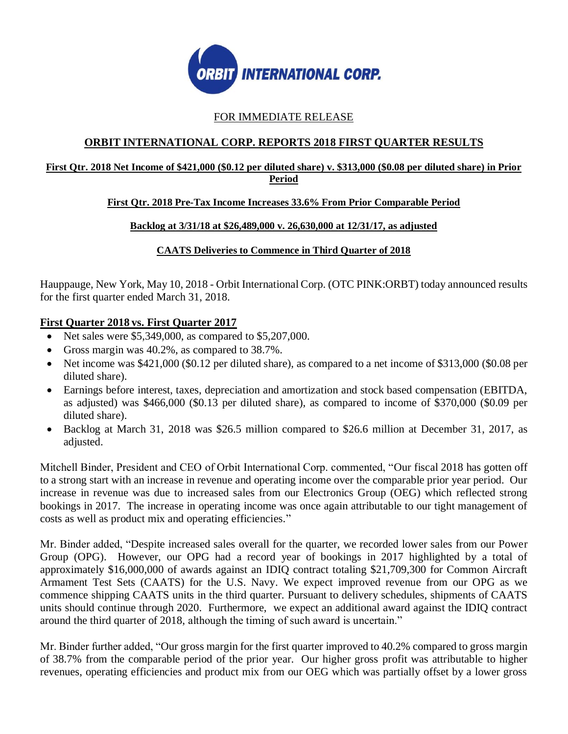FOR IMMEDIATE RELEASE

# ORBIT INTERNATIONAL CORP. REPORTS 2018 FIRST QUARTER RESULTS

**First Qtr. 2018 Net Income of $421,000 ($0.12 per diluted share) v. $313,000 ($0.08 per diluted share) in Prior Period**

**First Qtr. 2018 Pre-Tax Income Increases 33.6% From Prior Comparable Period**

**Backlog at 3/31/18 at $26,489,000 v. 26,630,000 at 12/31/17, as adjusted**

**CAATS Deliveries to Commence in Third Quarter of 2018**

Hauppauge, New York, May 10, 2018 - Orbit International Corp. (OTC PINK:ORBT) today announced results for the first quarter ended March 31, 2018.

## First Quarter 2018 vs. First Quarter 2017

- Net sales were $5,349,000, as compared to $5,207,000.
- Gross margin was 40.2%, as compared to 38.7%.
- Net income was $421,000 ($0.12 per diluted share), as compared to a net income of $313,000 ($0.08 per diluted share).
- Earnings before interest, taxes, depreciation and amortization and stock based compensation (EBITDA, as adjusted) was $466,000 ($0.13 per diluted share), as compared to income of $370,000 ($0.09 per diluted share).
- Backlog at March 31, 2018 was $26.5 million compared to $26.6 million at December 31, 2017, as adjusted.

Mitchell Binder, President and CEO of Orbit International Corp. commented, "Our fiscal 2018 has gotten off to a strong start with an increase in revenue and operating income over the comparable prior year period. Our increase in revenue was due to increased sales from our Electronics Group (OEG) which reflected strong bookings in 2017. The increase in operating income was once again attributable to our tight management of costs as well as product mix and operating efficiencies."

Mr. Binder added, "Despite increased sales overall for the quarter, we recorded lower sales from our Power Group (OPG). However, our OPG had a record year of bookings in 2017 highlighted by a total of approximately $16,000,000 of awards against an IDIQ contract totaling $21,709,300 for Common Aircraft Armament Test Sets (CAATS) for the U.S. Navy. We expect improved revenue from our OPG as we commence shipping CAATS units in the third quarter. Pursuant to delivery schedules, shipments of CAATS units should continue through 2020. Furthermore, we expect an additional award against the IDIQ contract around the third quarter of 2018, although the timing of such award is uncertain."

Mr. Binder further added, "Our gross margin for the first quarter improved to 40.2% compared to gross margin of 38.7% from the comparable period of the prior year. Our higher gross profit was attributable to higher revenues, operating efficiencies and product mix from our OEG which was partially offset by a lower gross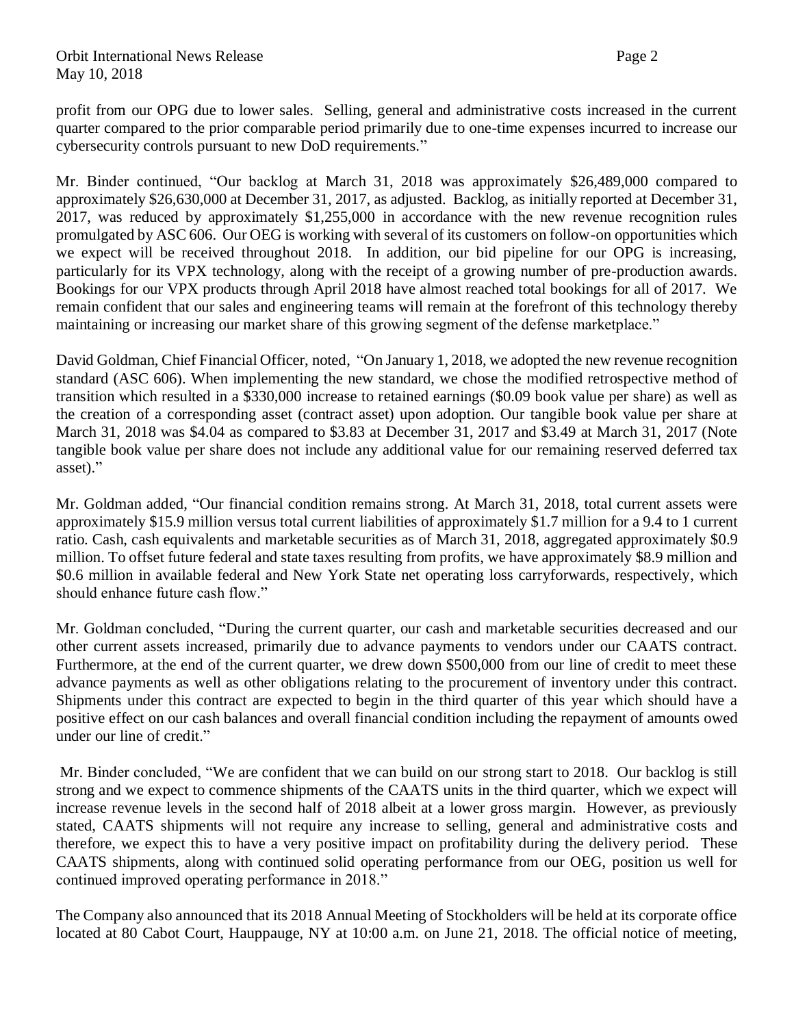profit from our OPG due to lower sales. Selling, general and administrative costs increased in the current quarter compared to the prior comparable period primarily due to one-time expenses incurred to increase our cybersecurity controls pursuant to new DoD requirements."

Mr. Binder continued, "Our backlog at March 31, 2018 was approximately $26,489,000 compared to approximately $26,630,000 at December 31, 2017, as adjusted. Backlog, as initially reported at December 31, 2017, was reduced by approximately $1,255,000 in accordance with the new revenue recognition rules promulgated by ASC 606. Our OEG is working with several of its customers on follow-on opportunities which we expect will be received throughout 2018. In addition, our bid pipeline for our OPG is increasing, particularly for its VPX technology, along with the receipt of a growing number of pre-production awards. Bookings for our VPX products through April 2018 have almost reached total bookings for all of 2017. We remain confident that our sales and engineering teams will remain at the forefront of this technology thereby maintaining or increasing our market share of this growing segment of the defense marketplace."

David Goldman, Chief Financial Officer, noted, "On January 1, 2018, we adopted the new revenue recognition standard (ASC 606). When implementing the new standard, we chose the modified retrospective method of transition which resulted in a $330,000 increase to retained earnings ($0.09 book value per share) as well as the creation of a corresponding asset (contract asset) upon adoption. Our tangible book value per share at March 31, 2018 was $4.04 as compared to $3.83 at December 31, 2017 and $3.49 at March 31, 2017 (Note tangible book value per share does not include any additional value for our remaining reserved deferred tax asset)."

Mr. Goldman added, "Our financial condition remains strong. At March 31, 2018, total current assets were approximately $15.9 million versus total current liabilities of approximately $1.7 million for a 9.4 to 1 current ratio. Cash, cash equivalents and marketable securities as of March 31, 2018, aggregated approximately $0.9 million. To offset future federal and state taxes resulting from profits, we have approximately $8.9 million and $0.6 million in available federal and New York State net operating loss carryforwards, respectively, which should enhance future cash flow."

Mr. Goldman concluded, "During the current quarter, our cash and marketable securities decreased and our other current assets increased, primarily due to advance payments to vendors under our CAATS contract. Furthermore, at the end of the current quarter, we drew down $500,000 from our line of credit to meet these advance payments as well as other obligations relating to the procurement of inventory under this contract. Shipments under this contract are expected to begin in the third quarter of this year which should have a positive effect on our cash balances and overall financial condition including the repayment of amounts owed under our line of credit."

Mr. Binder concluded, "We are confident that we can build on our strong start to 2018. Our backlog is still strong and we expect to commence shipments of the CAATS units in the third quarter, which we expect will increase revenue levels in the second half of 2018 albeit at a lower gross margin. However, as previously stated, CAATS shipments will not require any increase to selling, general and administrative costs and therefore, we expect this to have a very positive impact on profitability during the delivery period. These CAATS shipments, along with continued solid operating performance from our OEG, position us well for continued improved operating performance in 2018."

The Company also announced that its 2018 Annual Meeting of Stockholders will be held at its corporate office located at 80 Cabot Court, Hauppauge, NY at 10:00 a.m. on June 21, 2018. The official notice of meeting,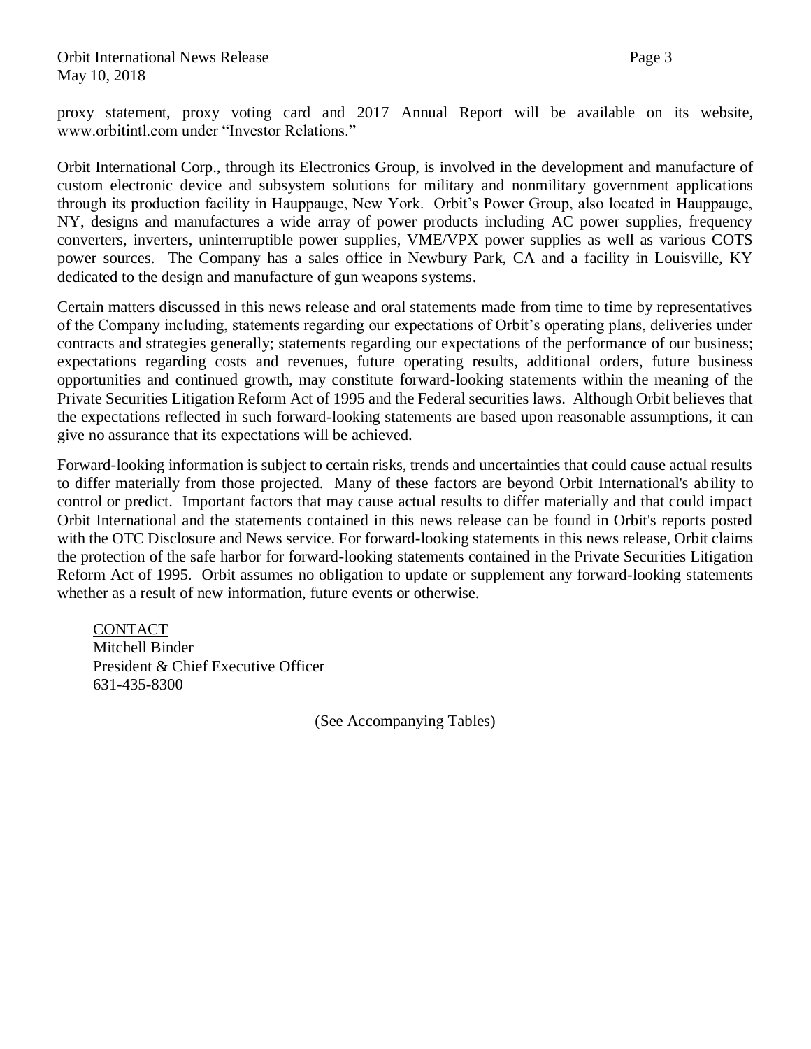proxy statement, proxy voting card and 2017 Annual Report will be available on its website, www.orbitintl.com under "Investor Relations."

Orbit International Corp., through its Electronics Group, is involved in the development and manufacture of custom electronic device and subsystem solutions for military and nonmilitary government applications through its production facility in Hauppauge, New York. Orbit's Power Group, also located in Hauppauge, NY, designs and manufactures a wide array of power products including AC power supplies, frequency converters, inverters, uninterruptible power supplies, VME/VPX power supplies as well as various COTS power sources. The Company has a sales office in Newbury Park, CA and a facility in Louisville, KY dedicated to the design and manufacture of gun weapons systems.

Certain matters discussed in this news release and oral statements made from time to time by representatives of the Company including, statements regarding our expectations of Orbit's operating plans, deliveries under contracts and strategies generally; statements regarding our expectations of the performance of our business; expectations regarding costs and revenues, future operating results, additional orders, future business opportunities and continued growth, may constitute forward-looking statements within the meaning of the Private Securities Litigation Reform Act of 1995 and the Federal securities laws. Although Orbit believes that the expectations reflected in such forward-looking statements are based upon reasonable assumptions, it can give no assurance that its expectations will be achieved.

Forward-looking information is subject to certain risks, trends and uncertainties that could cause actual results to differ materially from those projected. Many of these factors are beyond Orbit International's ability to control or predict. Important factors that may cause actual results to differ materially and that could impact Orbit International and the statements contained in this news release can be found in Orbit's reports posted with the OTC Disclosure and News service. For forward-looking statements in this news release, Orbit claims the protection of the safe harbor for forward-looking statements contained in the Private Securities Litigation Reform Act of 1995. Orbit assumes no obligation to update or supplement any forward-looking statements whether as a result of new information, future events or otherwise.

CONTACT
Mitchell Binder
President & Chief Executive Officer
631-435-8300

(See Accompanying Tables)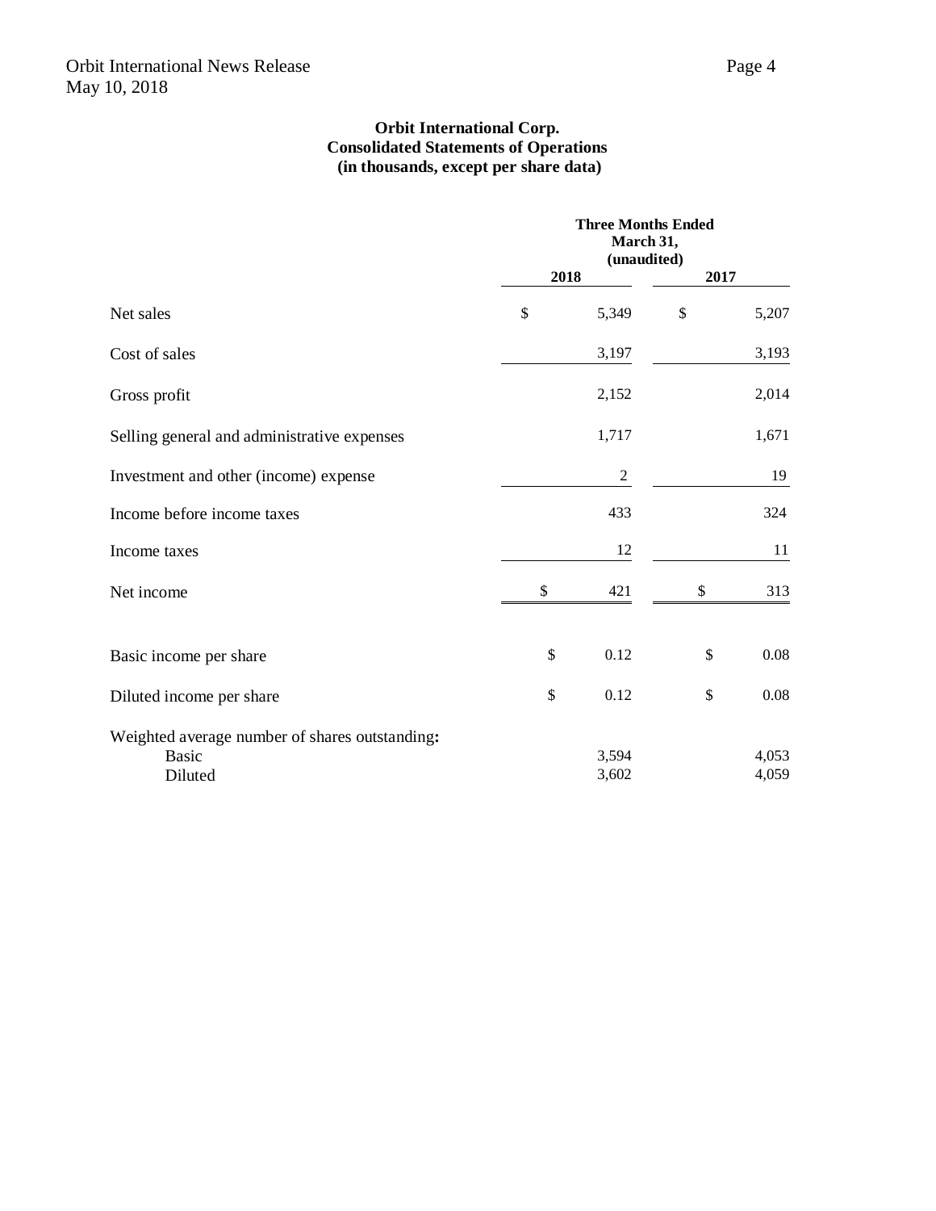**Orbit International Corp.**
**Consolidated Statements of Operations**
**(in thousands, except per share data)**

| | Three Months Ended March 31, (unaudited) | |
|---|---|---|
| | **2018** | **2017** |
| Net sales | $ 5,349 | $ 5,207 |
| Cost of sales | 3,197 | 3,193 |
| Gross profit | 2,152 | 2,014 |
| Selling general and administrative expenses | 1,717 | 1,671 |
| Investment and other (income) expense | 2 | 19 |
| Income before income taxes | 433 | 324 |
| Income taxes | 12 | 11 |
| Net income | $ 421 | $ 313 |
| Basic income per share | $ 0.12 | $ 0.08 |
| Diluted income per share | $ 0.12 | $ 0.08 |
| Weighted average number of shares outstanding**:** | | |
| Basic | 3,594 | 4,053 |
| Diluted | 3,602 | 4,059 |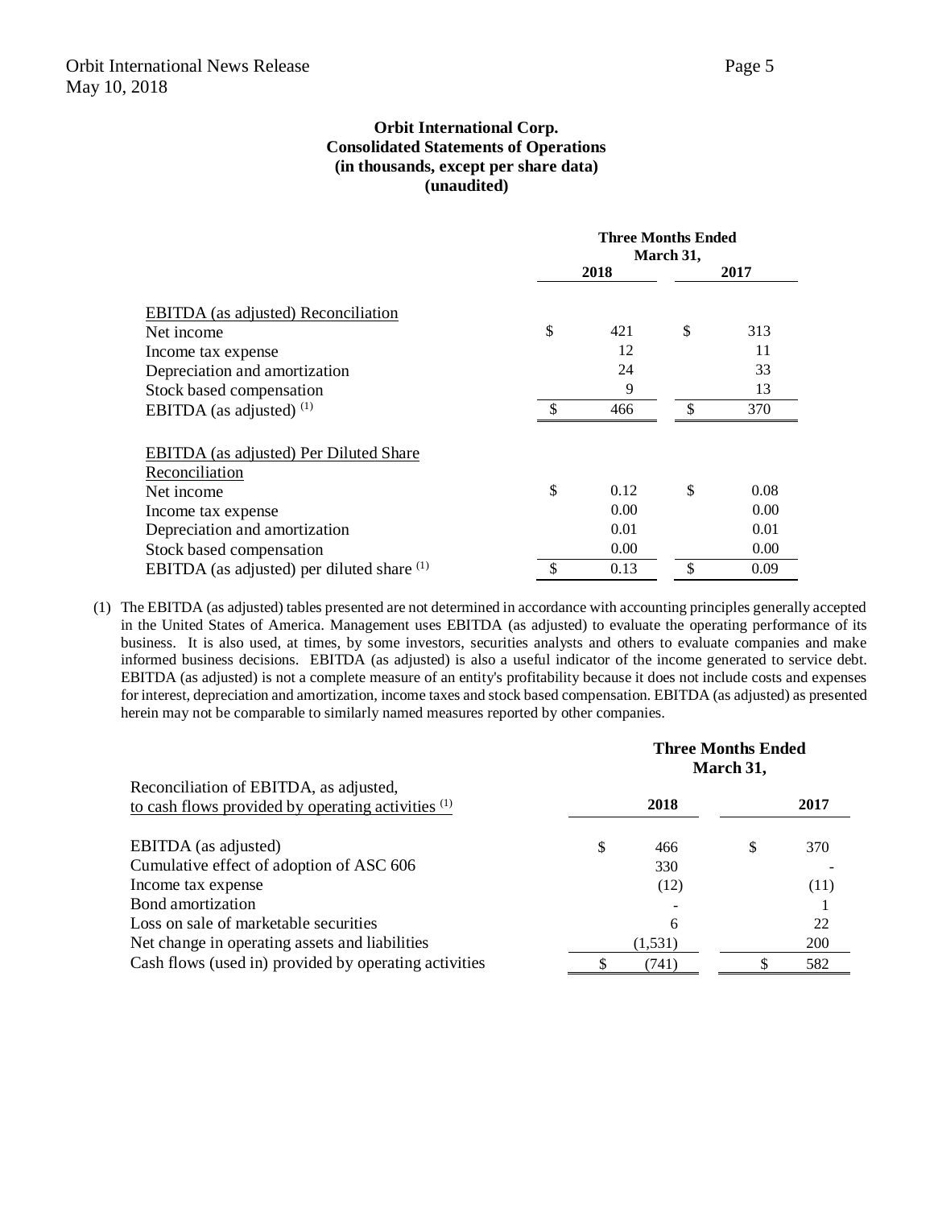**Orbit International Corp.**
**Consolidated Statements of Operations**
**(in thousands, except per share data)**
**(unaudited)**

| | Three Months Ended March 31, | |
|---|---|---|
| | 2018 | 2017 |
| **EBITDA (as adjusted) Reconciliation** | | |
| Net income | $ 421 | $ 313 |
| Income tax expense | 12 | 11 |
| Depreciation and amortization | 24 | 33 |
| Stock based compensation | 9 | 13 |
| EBITDA (as adjusted) [(1)] | $ 466 | $ 370 |
| **EBITDA (as adjusted) Per Diluted Share Reconciliation** | | |
| Net income | $ 0.12 | $ 0.08 |
| Income tax expense | 0.00 | 0.00 |
| Depreciation and amortization | 0.01 | 0.01 |
| Stock based compensation | 0.00 | 0.00 |
| EBITDA (as adjusted) per diluted share [(1)] | $ 0.13 | $ 0.09 |

(1) The EBITDA (as adjusted) tables presented are not determined in accordance with accounting principles generally accepted in the United States of America. Management uses EBITDA (as adjusted) to evaluate the operating performance of its business. It is also used, at times, by some investors, securities analysts and others to evaluate companies and make informed business decisions. EBITDA (as adjusted) is also a useful indicator of the income generated to service debt. EBITDA (as adjusted) is not a complete measure of an entity's profitability because it does not include costs and expenses for interest, depreciation and amortization, income taxes and stock based compensation. EBITDA (as adjusted) as presented herein may not be comparable to similarly named measures reported by other companies.

| Reconciliation of EBITDA, as adjusted, to cash flows provided by operating activities [(1)] | Three Months Ended March 31, 2018 | Three Months Ended March 31, 2017 |
|---|---|---|
| EBITDA (as adjusted) | $ 466 | $ 370 |
| Cumulative effect of adoption of ASC 606 | 330 | - |
| Income tax expense | (12) | (11) |
| Bond amortization | - | 1 |
| Loss on sale of marketable securities | 6 | 22 |
| Net change in operating assets and liabilities | (1,531) | 200 |
| Cash flows (used in) provided by operating activities | $ (741) | $ 582 |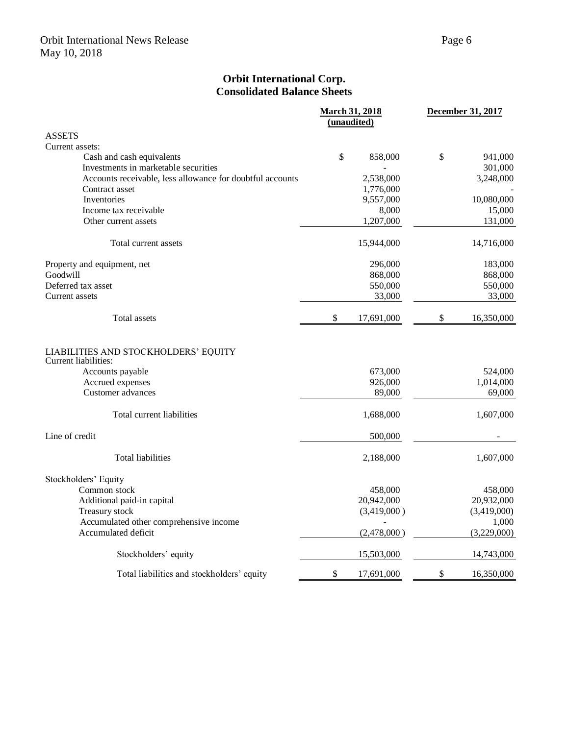# Orbit International Corp.
## Consolidated Balance Sheets

| | March 31, 2018 (unaudited) | December 31, 2017 |
|---|---|---|
| ASSETS | | |
| Current assets: | | |
| Cash and cash equivalents | $ 858,000 | $ 941,000 |
| Investments in marketable securities | - | 301,000 |
| Accounts receivable, less allowance for doubtful accounts | 2,538,000 | 3,248,000 |
| Contract asset | 1,776,000 | - |
| Inventories | 9,557,000 | 10,080,000 |
| Income tax receivable | 8,000 | 15,000 |
| Other current assets | 1,207,000 | 131,000 |
| Total current assets | 15,944,000 | 14,716,000 |
| Property and equipment, net | 296,000 | 183,000 |
| Goodwill | 868,000 | 868,000 |
| Deferred tax asset | 550,000 | 550,000 |
| Current assets | 33,000 | 33,000 |
| Total assets | $ 17,691,000 | $ 16,350,000 |
| LIABILITIES AND STOCKHOLDERS' EQUITY | | |
| Current liabilities: | | |
| Accounts payable | 673,000 | 524,000 |
| Accrued expenses | 926,000 | 1,014,000 |
| Customer advances | 89,000 | 69,000 |
| Total current liabilities | 1,688,000 | 1,607,000 |
| Line of credit | 500,000 | - |
| Total liabilities | 2,188,000 | 1,607,000 |
| Stockholders' Equity | | |
| Common stock | 458,000 | 458,000 |
| Additional paid-in capital | 20,942,000 | 20,932,000 |
| Treasury stock | (3,419,000) | (3,419,000) |
| Accumulated other comprehensive income | - | 1,000 |
| Accumulated deficit | (2,478,000) | (3,229,000) |
| Stockholders' equity | 15,503,000 | 14,743,000 |
| Total liabilities and stockholders' equity | $ 17,691,000 | $ 16,350,000 |